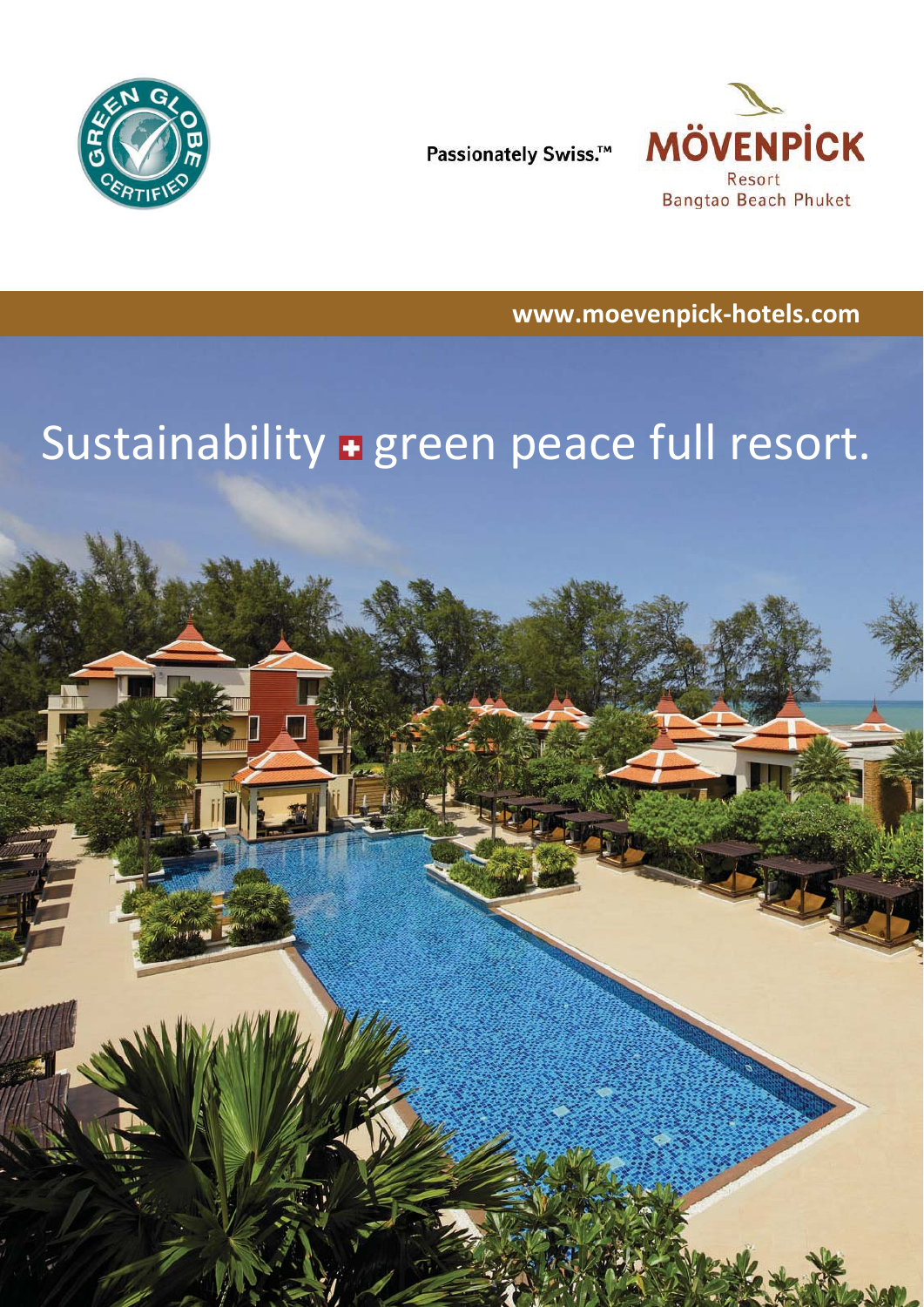GREEN GLOBE CERTIFIED

Passionately Swiss.™

MÖVENPICK
Resort
Bangtao Beach Phuket

www.moevenpick-hotels.com

# Sustainability + green peace full resort.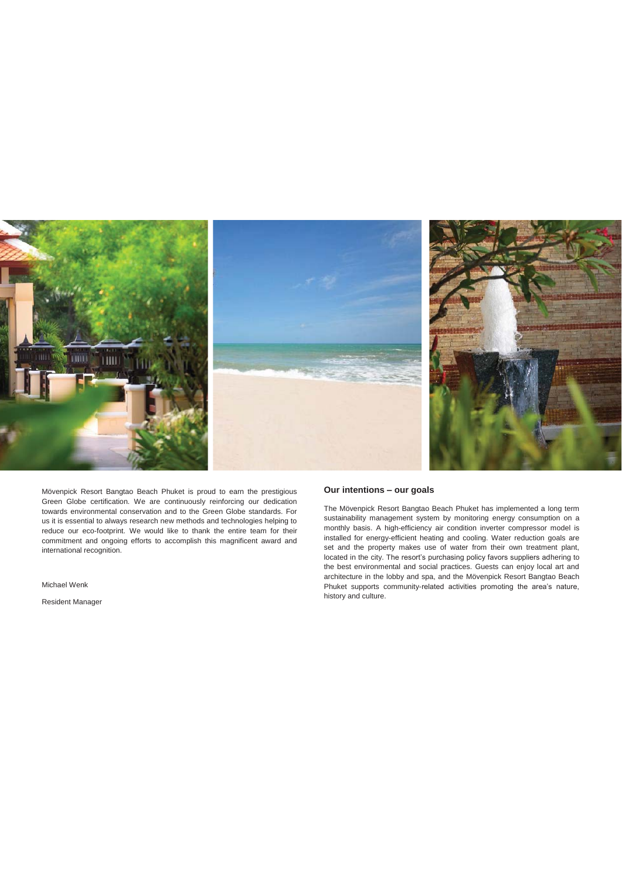Mövenpick Resort Bangtao Beach Phuket is proud to earn the prestigious Green Globe certification. We are continuously reinforcing our dedication towards environmental conservation and to the Green Globe standards. For us it is essential to always research new methods and technologies helping to reduce our eco-footprint. We would like to thank the entire team for their commitment and ongoing efforts to accomplish this magnificent award and international recognition.

Michael Wenk

Resident Manager

## Our intentions – our goals

The Mövenpick Resort Bangtao Beach Phuket has implemented a long term sustainability management system by monitoring energy consumption on a monthly basis. A high-efficiency air condition inverter compressor model is installed for energy-efficient heating and cooling. Water reduction goals are set and the property makes use of water from their own treatment plant, located in the city. The resort's purchasing policy favors suppliers adhering to the best environmental and social practices. Guests can enjoy local art and architecture in the lobby and spa, and the Mövenpick Resort Bangtao Beach Phuket supports community-related activities promoting the area's nature, history and culture.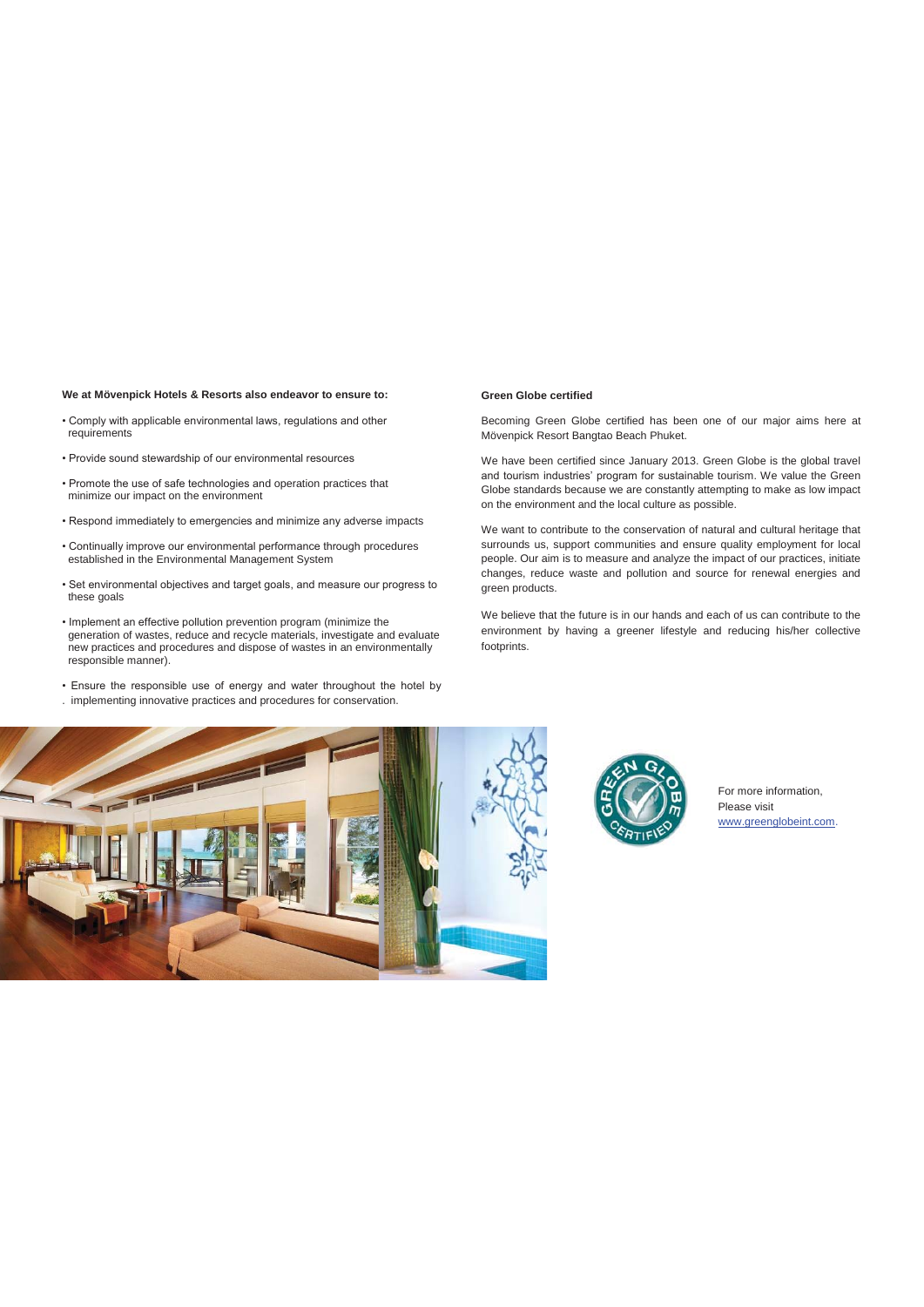**We at Mövenpick Hotels & Resorts also endeavor to ensure to:**

- Comply with applicable environmental laws, regulations and other requirements
- Provide sound stewardship of our environmental resources
- Promote the use of safe technologies and operation practices that minimize our impact on the environment
- Respond immediately to emergencies and minimize any adverse impacts
- Continually improve our environmental performance through procedures established in the Environmental Management System
- Set environmental objectives and target goals, and measure our progress to these goals
- Implement an effective pollution prevention program (minimize the generation of wastes, reduce and recycle materials, investigate and evaluate new practices and procedures and dispose of wastes in an environmentally responsible manner).
- Ensure the responsible use of energy and water throughout the hotel by implementing innovative practices and procedures for conservation.

**Green Globe certified**

Becoming Green Globe certified has been one of our major aims here at Mövenpick Resort Bangtao Beach Phuket.

We have been certified since January 2013. Green Globe is the global travel and tourism industries' program for sustainable tourism. We value the Green Globe standards because we are constantly attempting to make as low impact on the environment and the local culture as possible.

We want to contribute to the conservation of natural and cultural heritage that surrounds us, support communities and ensure quality employment for local people. Our aim is to measure and analyze the impact of our practices, initiate changes, reduce waste and pollution and source for renewal energies and green products.

We believe that the future is in our hands and each of us can contribute to the environment by having a greener lifestyle and reducing his/her collective footprints.

For more information,
Please visit
www.greenglobeint.com.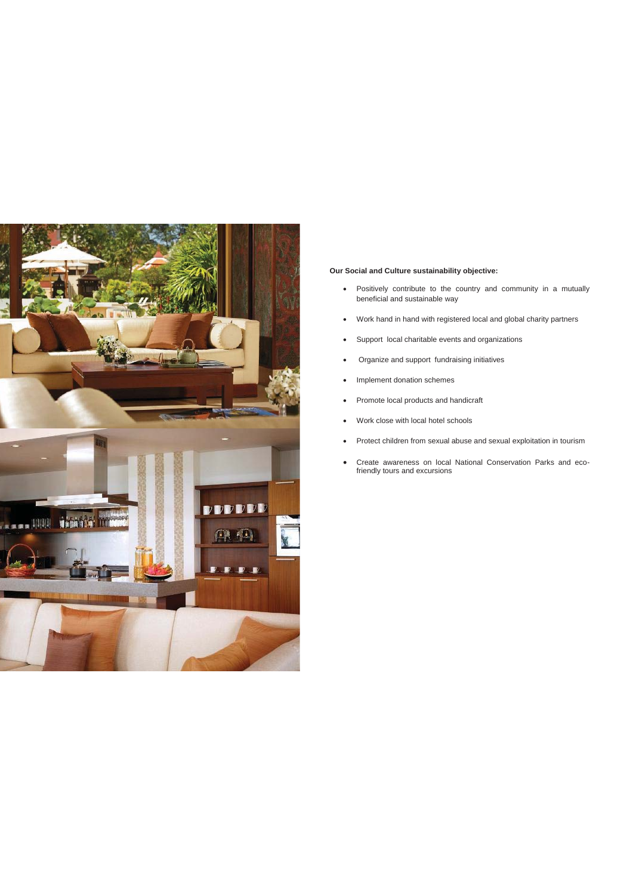**Our Social and Culture sustainability objective:**

- Positively contribute to the country and community in a mutually beneficial and sustainable way
- Work hand in hand with registered local and global charity partners
- Support local charitable events and organizations
- Organize and support fundraising initiatives
- Implement donation schemes
- Promote local products and handicraft
- Work close with local hotel schools
- Protect children from sexual abuse and sexual exploitation in tourism
- Create awareness on local National Conservation Parks and eco-friendly tours and excursions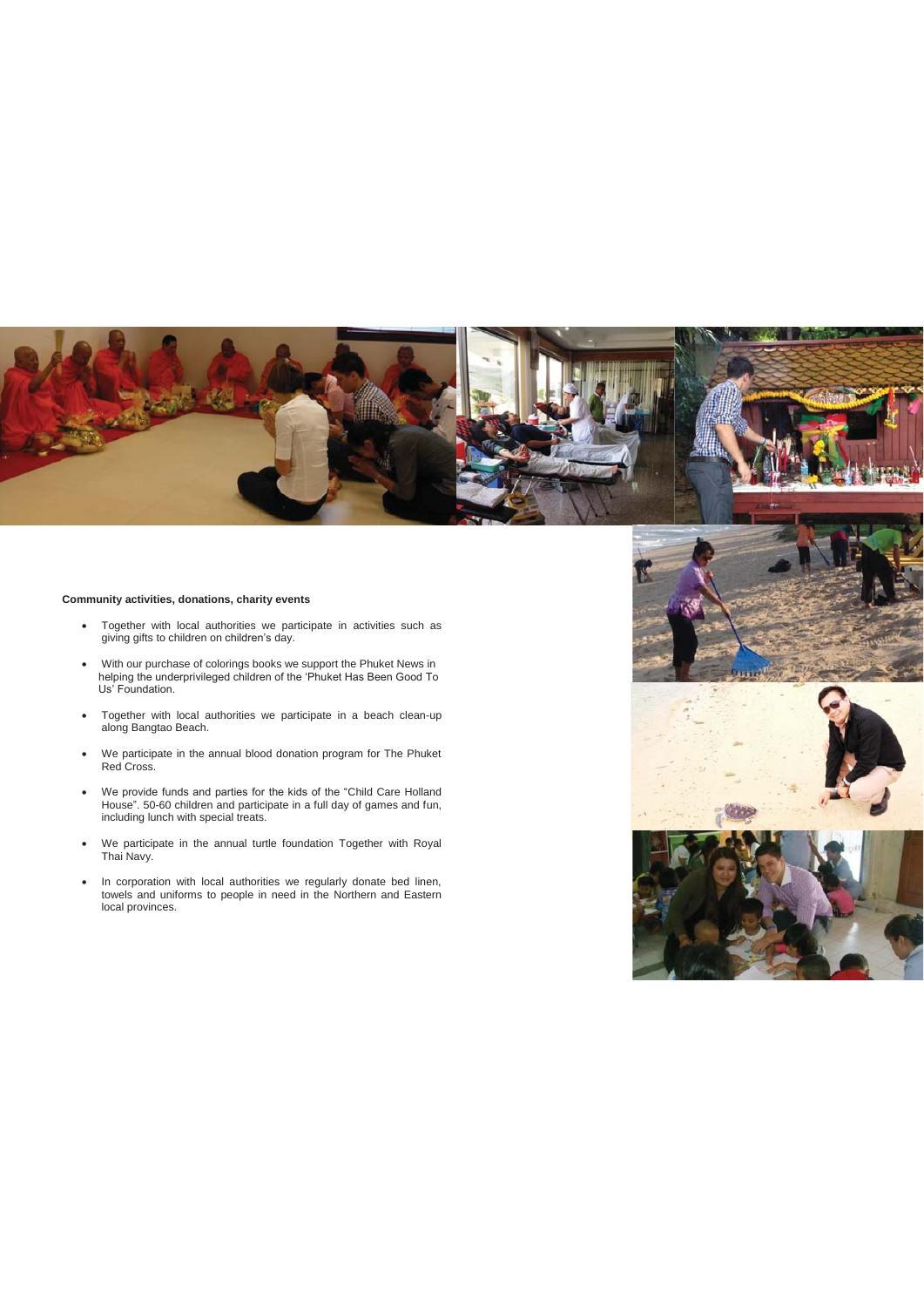**Community activities, donations, charity events**

- Together with local authorities we participate in activities such as giving gifts to children on children's day.
- With our purchase of colorings books we support the Phuket News in helping the underprivileged children of the 'Phuket Has Been Good To Us' Foundation.
- Together with local authorities we participate in a beach clean-up along Bangtao Beach.
- We participate in the annual blood donation program for The Phuket Red Cross.
- We provide funds and parties for the kids of the "Child Care Holland House". 50-60 children and participate in a full day of games and fun, including lunch with special treats.
- We participate in the annual turtle foundation Together with Royal Thai Navy.
- In corporation with local authorities we regularly donate bed linen, towels and uniforms to people in need in the Northern and Eastern local provinces.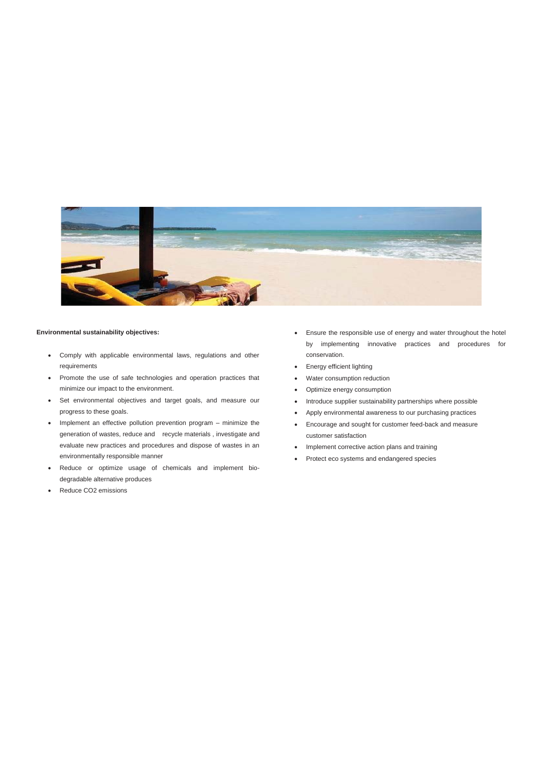**Environmental sustainability objectives:**

- Comply with applicable environmental laws, regulations and other requirements
- Promote the use of safe technologies and operation practices that minimize our impact to the environment.
- Set environmental objectives and target goals, and measure our progress to these goals.
- Implement an effective pollution prevention program – minimize the generation of wastes, reduce and recycle materials , investigate and evaluate new practices and procedures and dispose of wastes in an environmentally responsible manner
- Reduce or optimize usage of chemicals and implement bio-degradable alternative produces
- Reduce $CO_2$ emissions
- Ensure the responsible use of energy and water throughout the hotel by implementing innovative practices and procedures for conservation.
- Energy efficient lighting
- Water consumption reduction
- Optimize energy consumption
- Introduce supplier sustainability partnerships where possible
- Apply environmental awareness to our purchasing practices
- Encourage and sought for customer feed-back and measure customer satisfaction
- Implement corrective action plans and training
- Protect eco systems and endangered species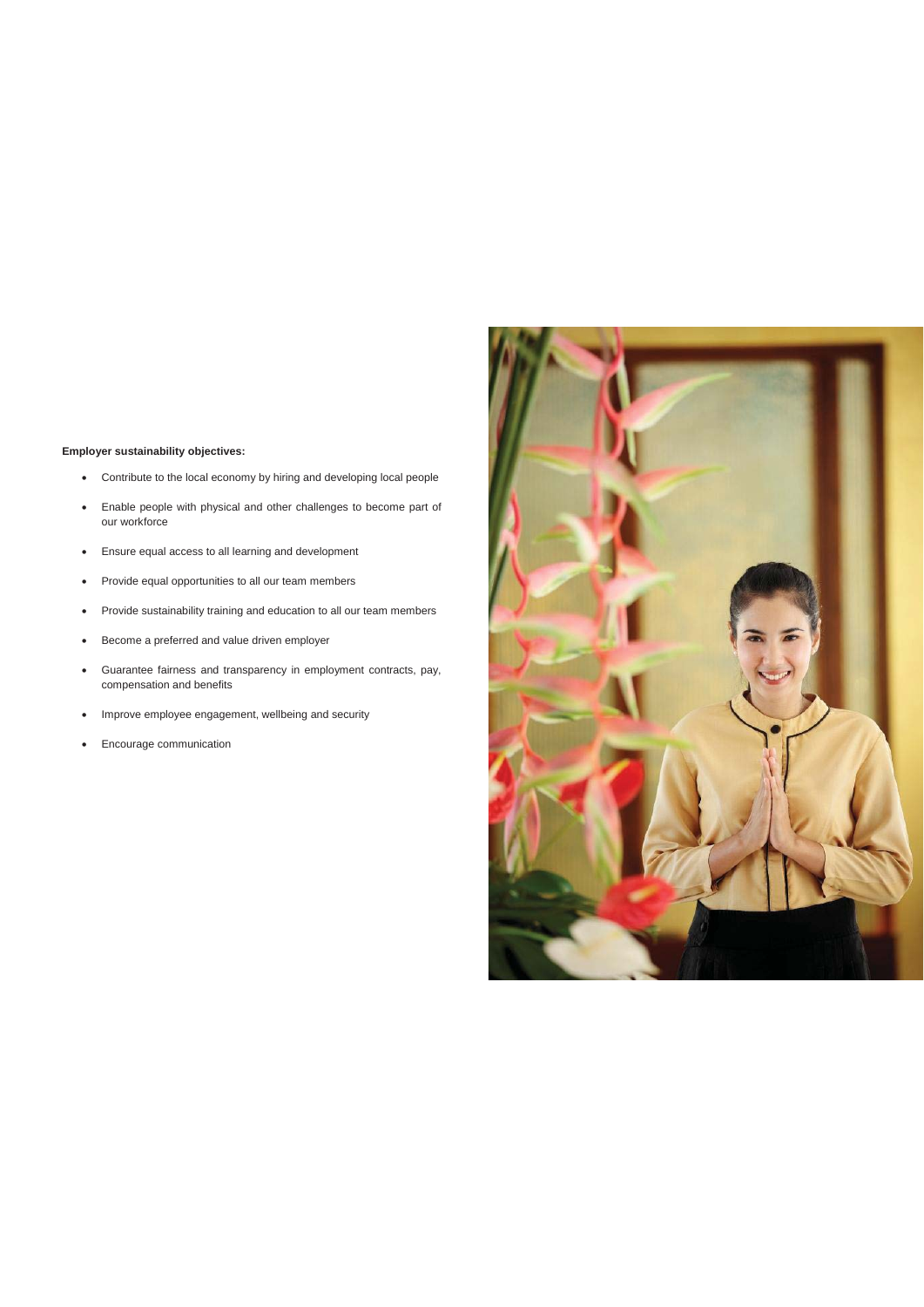**Employer sustainability objectives:**

- Contribute to the local economy by hiring and developing local people
- Enable people with physical and other challenges to become part of our workforce
- Ensure equal access to all learning and development
- Provide equal opportunities to all our team members
- Provide sustainability training and education to all our team members
- Become a preferred and value driven employer
- Guarantee fairness and transparency in employment contracts, pay, compensation and benefits
- Improve employee engagement, wellbeing and security
- Encourage communication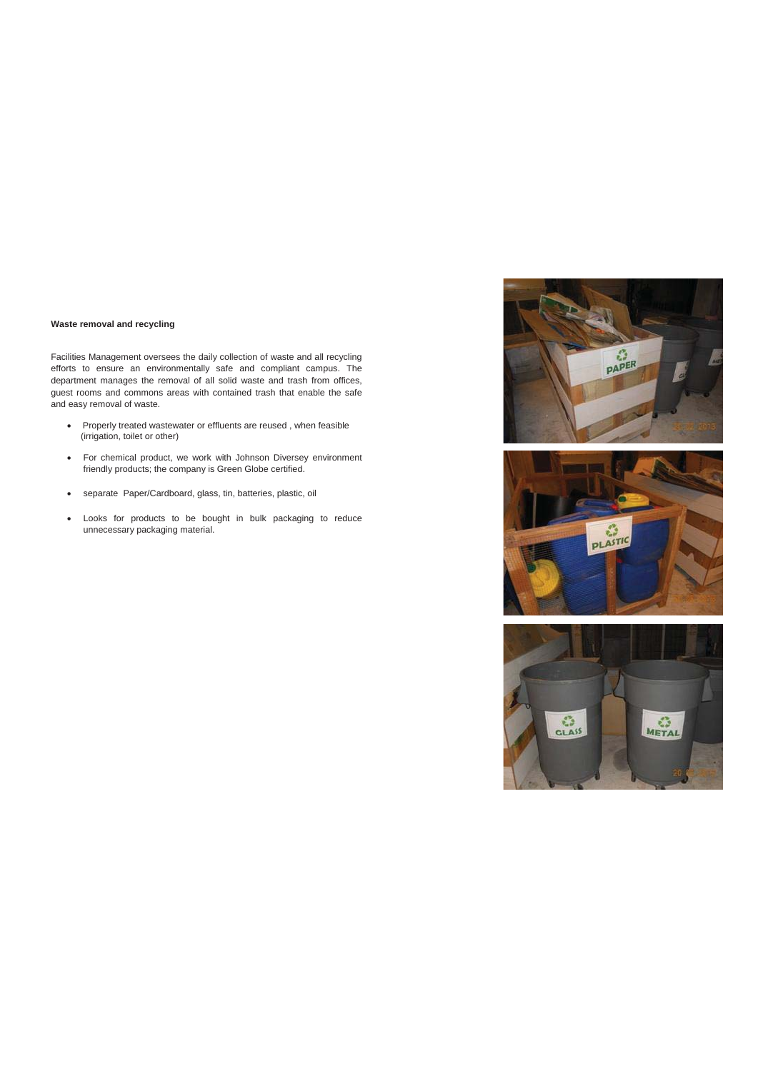**Waste removal and recycling**

Facilities Management oversees the daily collection of waste and all recycling efforts to ensure an environmentally safe and compliant campus. The department manages the removal of all solid waste and trash from offices, guest rooms and commons areas with contained trash that enable the safe and easy removal of waste.

- Properly treated wastewater or effluents are reused , when feasible (irrigation, toilet or other)
- For chemical product, we work with Johnson Diversey environment friendly products; the company is Green Globe certified.
- separate Paper/Cardboard, glass, tin, batteries, plastic, oil
- Looks for products to be bought in bulk packaging to reduce unnecessary packaging material.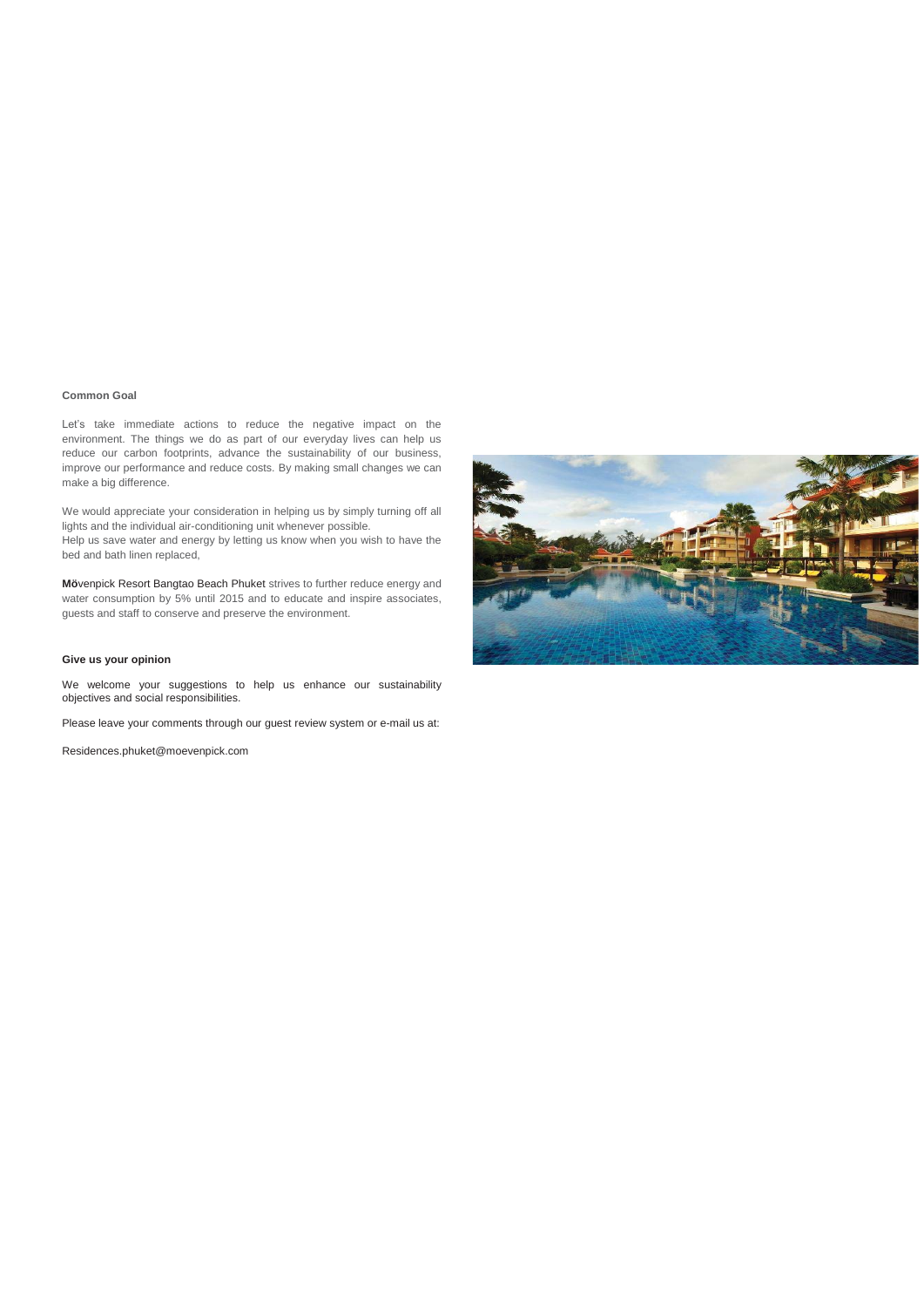### Common Goal

Let's take immediate actions to reduce the negative impact on the environment. The things we do as part of our everyday lives can help us reduce our carbon footprints, advance the sustainability of our business, improve our performance and reduce costs. By making small changes we can make a big difference.

We would appreciate your consideration in helping us by simply turning off all lights and the individual air-conditioning unit whenever possible.
Help us save water and energy by letting us know when you wish to have the bed and bath linen replaced,

**Mö**venpick Resort Bangtao Beach Phuket strives to further reduce energy and water consumption by 5% until 2015 and to educate and inspire associates, guests and staff to conserve and preserve the environment.

### Give us your opinion

We welcome your suggestions to help us enhance our sustainability objectives and social responsibilities.

Please leave your comments through our guest review system or e-mail us at:

Residences.phuket@moevenpick.com